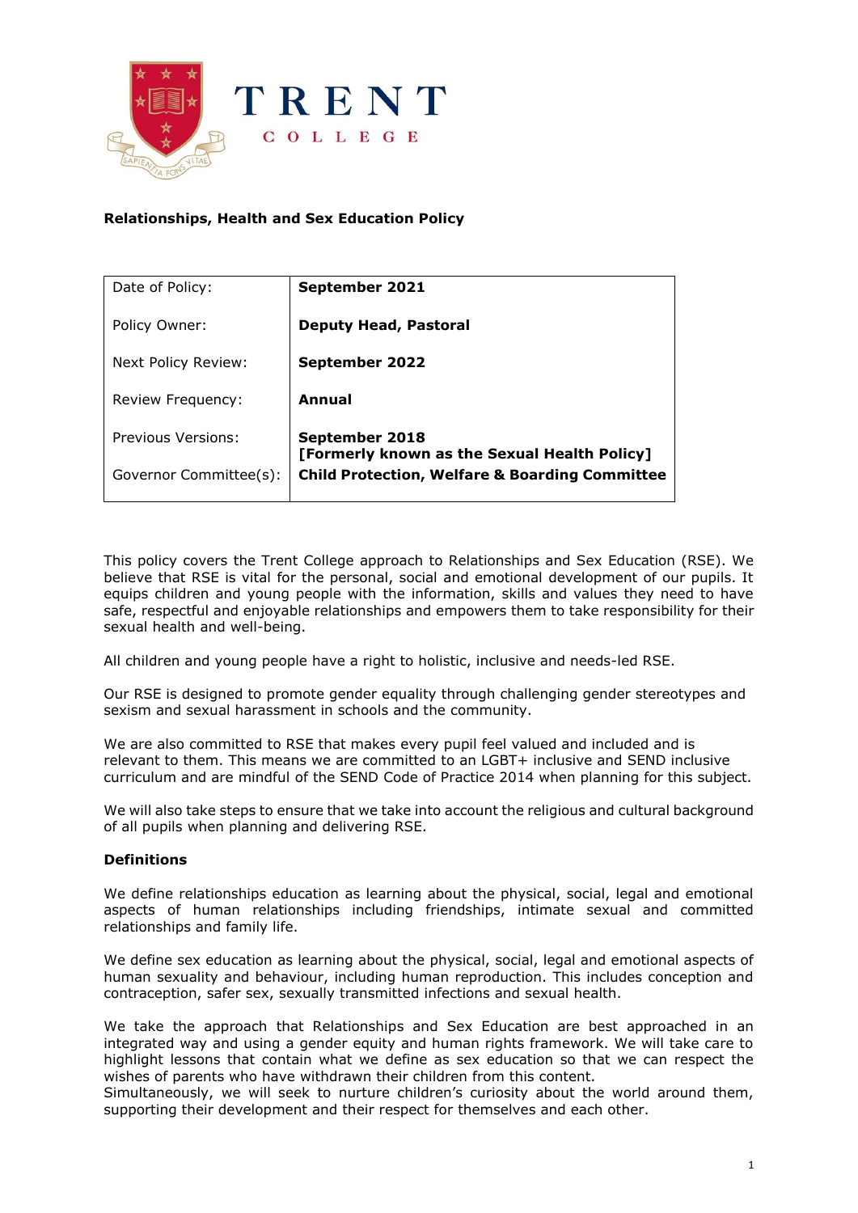TRENT COLLEGE

**Relationships, Health and Sex Education Policy**

| Date of Policy: | **September 2021** |
|---|---|
| Policy Owner: | **Deputy Head, Pastoral** |
| Next Policy Review: | **September 2022** |
| Review Frequency: | **Annual** |
| Previous Versions: | **September 2018 [Formerly known as the Sexual Health Policy]** |
| Governor Committee(s): | **Child Protection, Welfare & Boarding Committee** |

This policy covers the Trent College approach to Relationships and Sex Education (RSE). We believe that RSE is vital for the personal, social and emotional development of our pupils. It equips children and young people with the information, skills and values they need to have safe, respectful and enjoyable relationships and empowers them to take responsibility for their sexual health and well-being.

All children and young people have a right to holistic, inclusive and needs-led RSE.

Our RSE is designed to promote gender equality through challenging gender stereotypes and sexism and sexual harassment in schools and the community.

We are also committed to RSE that makes every pupil feel valued and included and is relevant to them. This means we are committed to an LGBT+ inclusive and SEND inclusive curriculum and are mindful of the SEND Code of Practice 2014 when planning for this subject.

We will also take steps to ensure that we take into account the religious and cultural background of all pupils when planning and delivering RSE.

**Definitions**

We define relationships education as learning about the physical, social, legal and emotional aspects of human relationships including friendships, intimate sexual and committed relationships and family life.

We define sex education as learning about the physical, social, legal and emotional aspects of human sexuality and behaviour, including human reproduction. This includes conception and contraception, safer sex, sexually transmitted infections and sexual health.

We take the approach that Relationships and Sex Education are best approached in an integrated way and using a gender equity and human rights framework. We will take care to highlight lessons that contain what we define as sex education so that we can respect the wishes of parents who have withdrawn their children from this content.
Simultaneously, we will seek to nurture children's curiosity about the world around them, supporting their development and their respect for themselves and each other.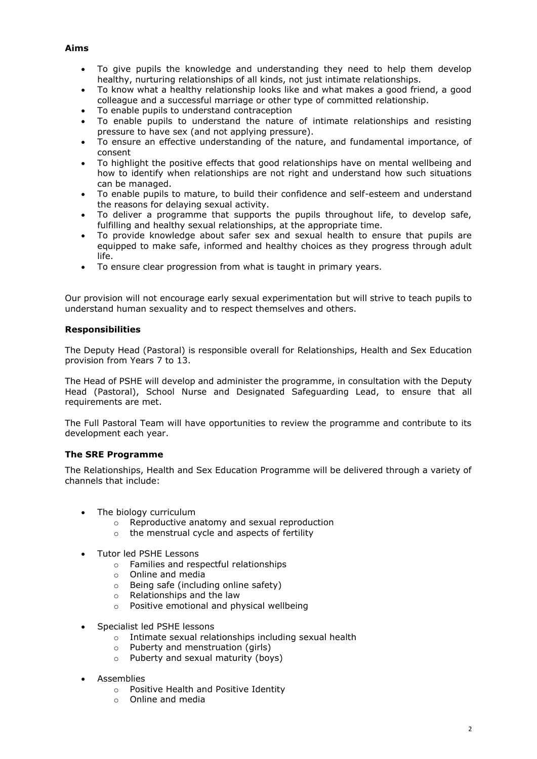**Aims**

- To give pupils the knowledge and understanding they need to help them develop healthy, nurturing relationships of all kinds, not just intimate relationships.
- To know what a healthy relationship looks like and what makes a good friend, a good colleague and a successful marriage or other type of committed relationship.
- To enable pupils to understand contraception
- To enable pupils to understand the nature of intimate relationships and resisting pressure to have sex (and not applying pressure).
- To ensure an effective understanding of the nature, and fundamental importance, of consent
- To highlight the positive effects that good relationships have on mental wellbeing and how to identify when relationships are not right and understand how such situations can be managed.
- To enable pupils to mature, to build their confidence and self-esteem and understand the reasons for delaying sexual activity.
- To deliver a programme that supports the pupils throughout life, to develop safe, fulfilling and healthy sexual relationships, at the appropriate time.
- To provide knowledge about safer sex and sexual health to ensure that pupils are equipped to make safe, informed and healthy choices as they progress through adult life.
- To ensure clear progression from what is taught in primary years.

Our provision will not encourage early sexual experimentation but will strive to teach pupils to understand human sexuality and to respect themselves and others.

**Responsibilities**

The Deputy Head (Pastoral) is responsible overall for Relationships, Health and Sex Education provision from Years 7 to 13.

The Head of PSHE will develop and administer the programme, in consultation with the Deputy Head (Pastoral), School Nurse and Designated Safeguarding Lead, to ensure that all requirements are met.

The Full Pastoral Team will have opportunities to review the programme and contribute to its development each year.

**The SRE Programme**

The Relationships, Health and Sex Education Programme will be delivered through a variety of channels that include:

- The biology curriculum
  - Reproductive anatomy and sexual reproduction
  - the menstrual cycle and aspects of fertility
- Tutor led PSHE Lessons
  - Families and respectful relationships
  - Online and media
  - Being safe (including online safety)
  - Relationships and the law
  - Positive emotional and physical wellbeing
- Specialist led PSHE lessons
  - Intimate sexual relationships including sexual health
  - Puberty and menstruation (girls)
  - Puberty and sexual maturity (boys)
- Assemblies
  - Positive Health and Positive Identity
  - Online and media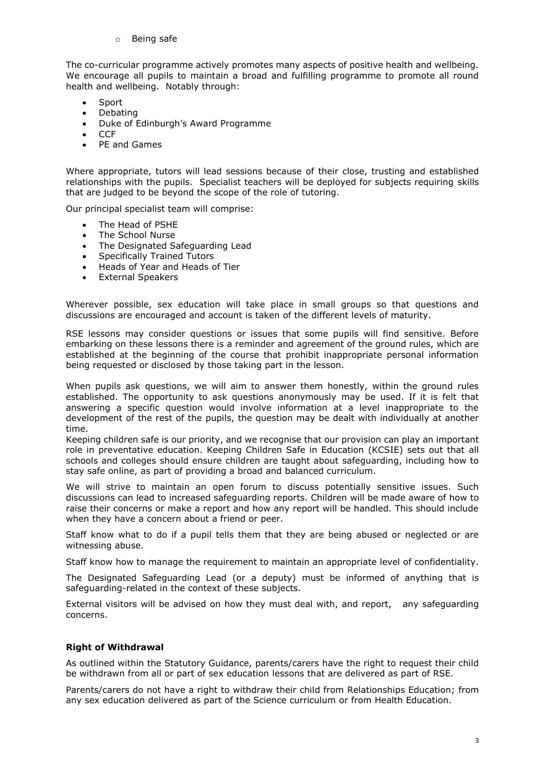- Being safe

The co-curricular programme actively promotes many aspects of positive health and wellbeing. We encourage all pupils to maintain a broad and fulfilling programme to promote all round health and wellbeing. Notably through:

- Sport
- Debating
- Duke of Edinburgh's Award Programme
- CCF
- PE and Games

Where appropriate, tutors will lead sessions because of their close, trusting and established relationships with the pupils. Specialist teachers will be deployed for subjects requiring skills that are judged to be beyond the scope of the role of tutoring.

Our principal specialist team will comprise:

- The Head of PSHE
- The School Nurse
- The Designated Safeguarding Lead
- Specifically Trained Tutors
- Heads of Year and Heads of Tier
- External Speakers

Wherever possible, sex education will take place in small groups so that questions and discussions are encouraged and account is taken of the different levels of maturity.

RSE lessons may consider questions or issues that some pupils will find sensitive. Before embarking on these lessons there is a reminder and agreement of the ground rules, which are established at the beginning of the course that prohibit inappropriate personal information being requested or disclosed by those taking part in the lesson.

When pupils ask questions, we will aim to answer them honestly, within the ground rules established. The opportunity to ask questions anonymously may be used. If it is felt that answering a specific question would involve information at a level inappropriate to the development of the rest of the pupils, the question may be dealt with individually at another time.

Keeping children safe is our priority, and we recognise that our provision can play an important role in preventative education. Keeping Children Safe in Education (KCSIE) sets out that all schools and colleges should ensure children are taught about safeguarding, including how to stay safe online, as part of providing a broad and balanced curriculum.

We will strive to maintain an open forum to discuss potentially sensitive issues. Such discussions can lead to increased safeguarding reports. Children will be made aware of how to raise their concerns or make a report and how any report will be handled. This should include when they have a concern about a friend or peer.

Staff know what to do if a pupil tells them that they are being abused or neglected or are witnessing abuse.

Staff know how to manage the requirement to maintain an appropriate level of confidentiality.

The Designated Safeguarding Lead (or a deputy) must be informed of anything that is safeguarding-related in the context of these subjects.

External visitors will be advised on how they must deal with, and report, any safeguarding concerns.

**Right of Withdrawal**

As outlined within the Statutory Guidance, parents/carers have the right to request their child be withdrawn from all or part of sex education lessons that are delivered as part of RSE.

Parents/carers do not have a right to withdraw their child from Relationships Education; from any sex education delivered as part of the Science curriculum or from Health Education.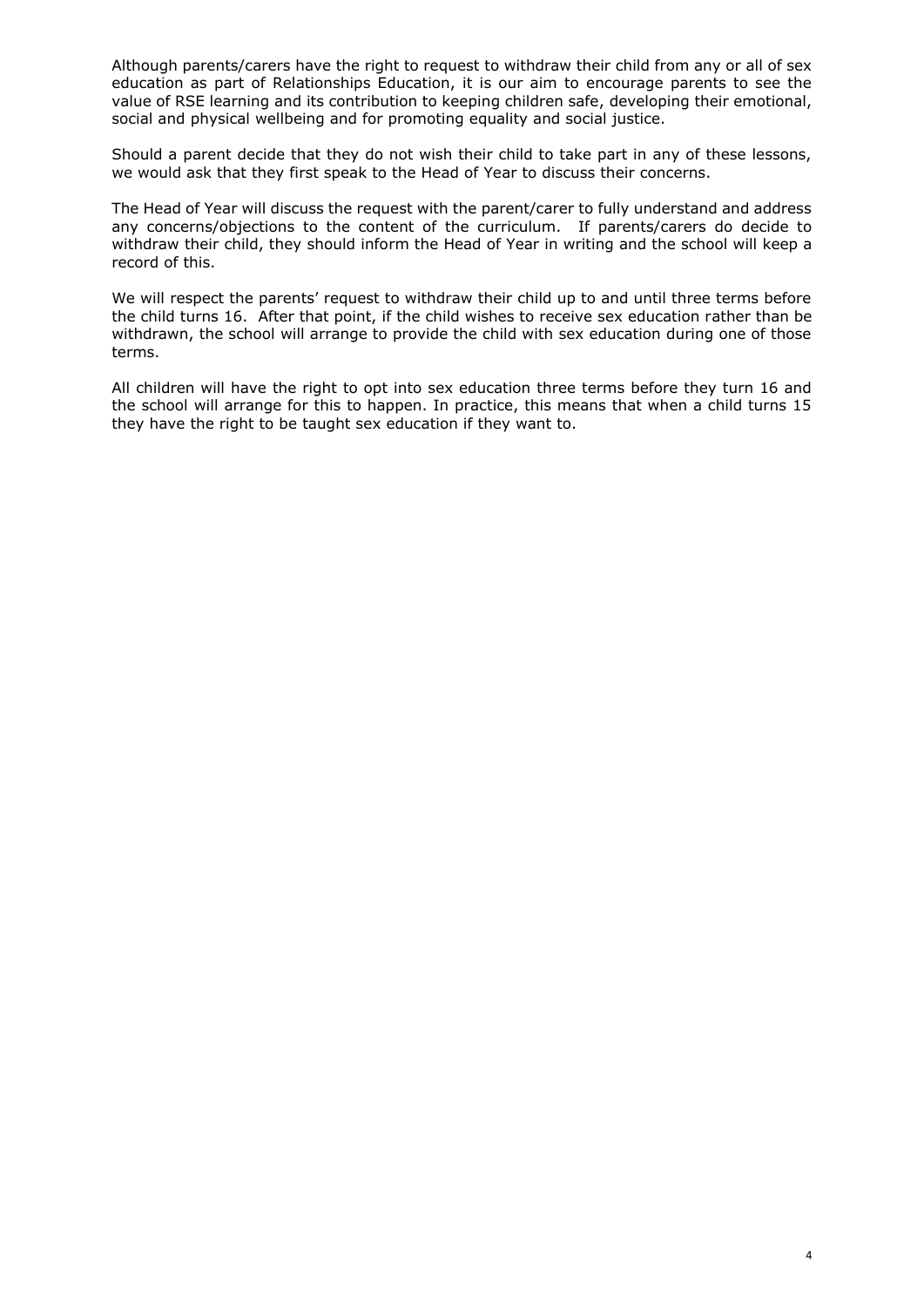Although parents/carers have the right to request to withdraw their child from any or all of sex education as part of Relationships Education, it is our aim to encourage parents to see the value of RSE learning and its contribution to keeping children safe, developing their emotional, social and physical wellbeing and for promoting equality and social justice.

Should a parent decide that they do not wish their child to take part in any of these lessons, we would ask that they first speak to the Head of Year to discuss their concerns.

The Head of Year will discuss the request with the parent/carer to fully understand and address any concerns/objections to the content of the curriculum. If parents/carers do decide to withdraw their child, they should inform the Head of Year in writing and the school will keep a record of this.

We will respect the parents' request to withdraw their child up to and until three terms before the child turns 16. After that point, if the child wishes to receive sex education rather than be withdrawn, the school will arrange to provide the child with sex education during one of those terms.

All children will have the right to opt into sex education three terms before they turn 16 and the school will arrange for this to happen. In practice, this means that when a child turns 15 they have the right to be taught sex education if they want to.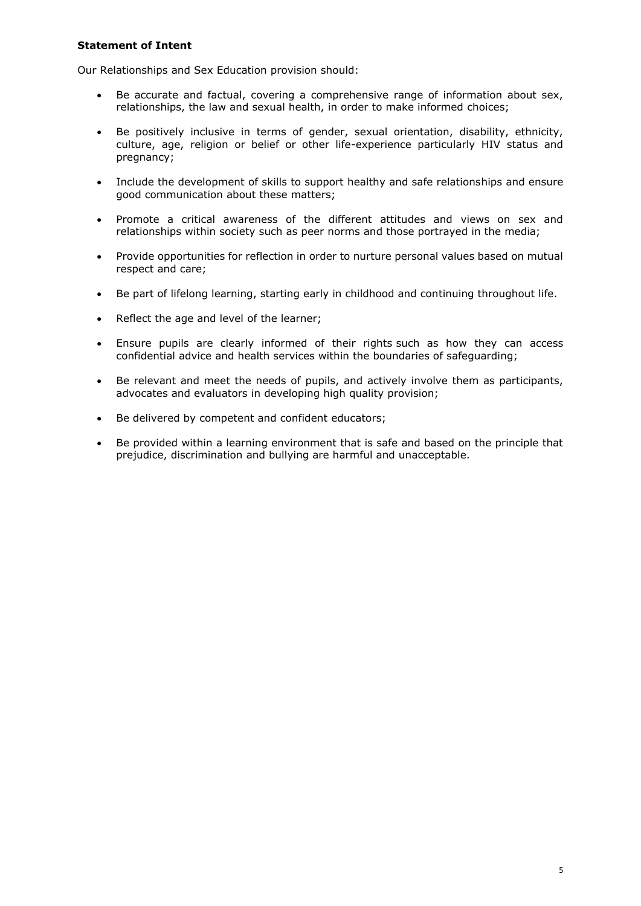**Statement of Intent**

Our Relationships and Sex Education provision should:

- Be accurate and factual, covering a comprehensive range of information about sex, relationships, the law and sexual health, in order to make informed choices;
- Be positively inclusive in terms of gender, sexual orientation, disability, ethnicity, culture, age, religion or belief or other life-experience particularly HIV status and pregnancy;
- Include the development of skills to support healthy and safe relationships and ensure good communication about these matters;
- Promote a critical awareness of the different attitudes and views on sex and relationships within society such as peer norms and those portrayed in the media;
- Provide opportunities for reflection in order to nurture personal values based on mutual respect and care;
- Be part of lifelong learning, starting early in childhood and continuing throughout life.
- Reflect the age and level of the learner;
- Ensure pupils are clearly informed of their rights such as how they can access confidential advice and health services within the boundaries of safeguarding;
- Be relevant and meet the needs of pupils, and actively involve them as participants, advocates and evaluators in developing high quality provision;
- Be delivered by competent and confident educators;
- Be provided within a learning environment that is safe and based on the principle that prejudice, discrimination and bullying are harmful and unacceptable.